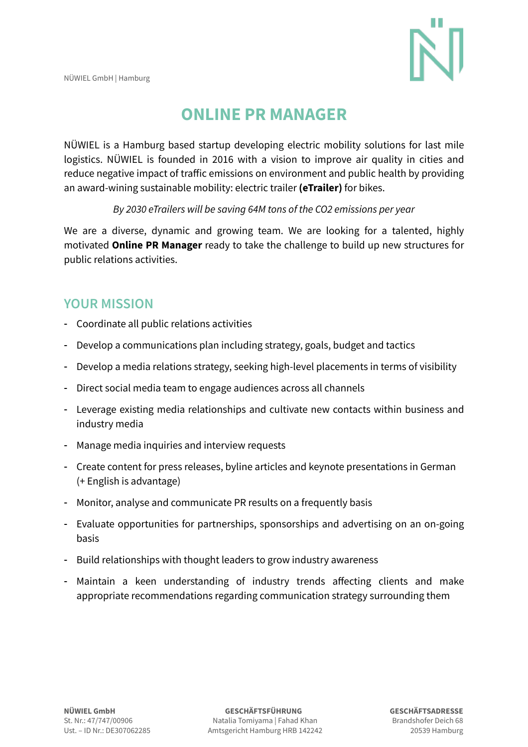NÜWIEL GmbH | Hamburg

# ONLINE PR MANAGER

NÜWIEL is a Hamburg based startup developing electric mobility solutions for last mile logistics. NÜWIEL is founded in 2016 with a vision to improve air quality in cities and reduce negative impact of traffic emissions on environment and public health by providing an award-wining sustainable mobility: electric trailer **(eTrailer)** for bikes.

*By 2030 eTrailers will be saving 64M tons of the CO2 emissions per year*

We are a diverse, dynamic and growing team. We are looking for a talented, highly motivated **Online PR Manager** ready to take the challenge to build up new structures for public relations activities.

## YOUR MISSION

- Coordinate all public relations activities
- Develop a communications plan including strategy, goals, budget and tactics
- Develop a media relations strategy, seeking high-level placements in terms of visibility
- Direct social media team to engage audiences across all channels
- Leverage existing media relationships and cultivate new contacts within business and industry media
- Manage media inquiries and interview requests
- Create content for press releases, byline articles and keynote presentations in German (+ English is advantage)
- Monitor, analyse and communicate PR results on a frequently basis
- Evaluate opportunities for partnerships, sponsorships and advertising on an on-going basis
- Build relationships with thought leaders to grow industry awareness
- Maintain a keen understanding of industry trends affecting clients and make appropriate recommendations regarding communication strategy surrounding them

**NÜWIEL GmbH**
St. Nr.: 47/747/00906
Ust. – ID Nr.: DE307062285

**GESCHÄFTSFÜHRUNG**
Natalia Tomiyama | Fahad Khan
Amtsgericht Hamburg HRB 142242

**GESCHÄFTSADRESSE**
Brandshofer Deich 68
20539 Hamburg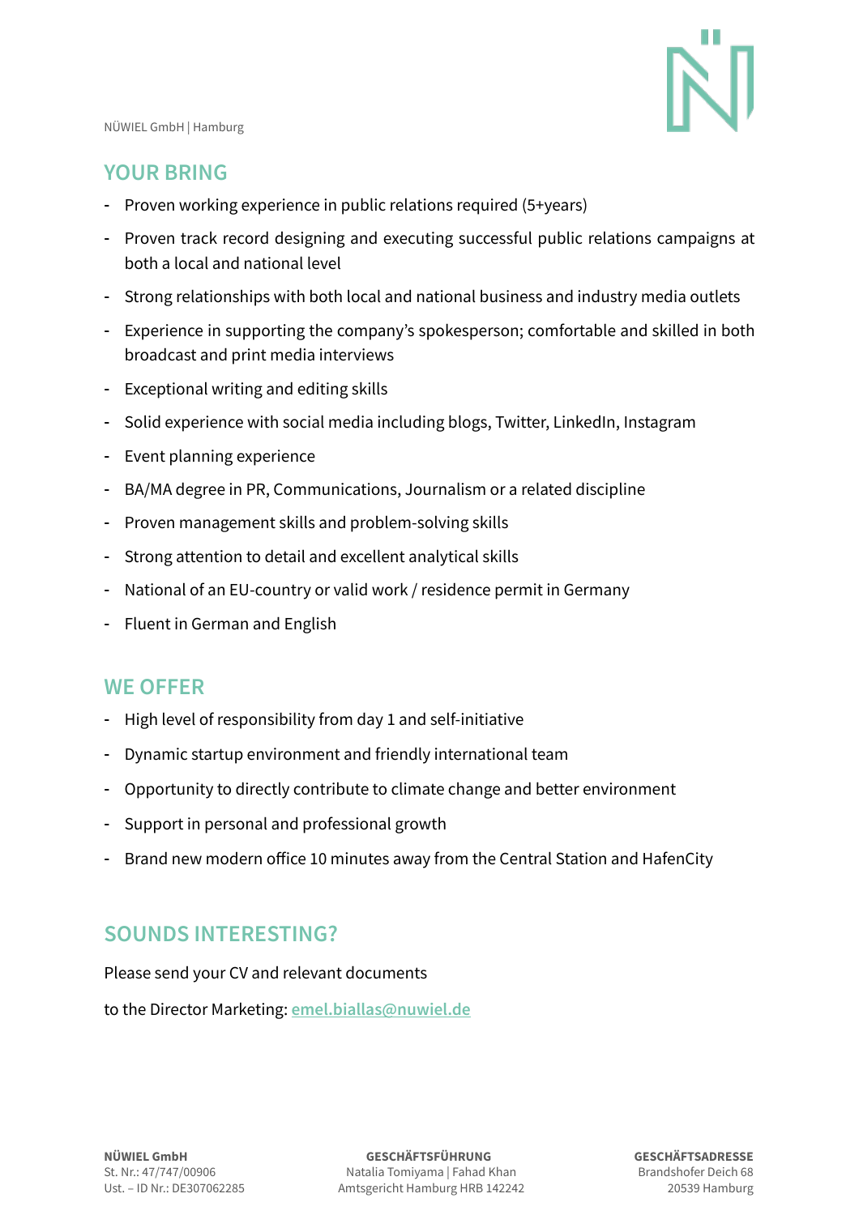## YOUR BRING

- Proven working experience in public relations required (5+years)
- Proven track record designing and executing successful public relations campaigns at both a local and national level
- Strong relationships with both local and national business and industry media outlets
- Experience in supporting the company's spokesperson; comfortable and skilled in both broadcast and print media interviews
- Exceptional writing and editing skills
- Solid experience with social media including blogs, Twitter, LinkedIn, Instagram
- Event planning experience
- BA/MA degree in PR, Communications, Journalism or a related discipline
- Proven management skills and problem-solving skills
- Strong attention to detail and excellent analytical skills
- National of an EU-country or valid work / residence permit in Germany
- Fluent in German and English

## WE OFFER

- High level of responsibility from day 1 and self-initiative
- Dynamic startup environment and friendly international team
- Opportunity to directly contribute to climate change and better environment
- Support in personal and professional growth
- Brand new modern office 10 minutes away from the Central Station and HafenCity

## SOUNDS INTERESTING?

Please send your CV and relevant documents

to the Director Marketing: emel.biallas@nuwiel.de

**NÜWIEL GmbH**
St. Nr.: 47/747/00906
Ust. – ID Nr.: DE307062285

**GESCHÄFTSFÜHRUNG**
Natalia Tomiyama | Fahad Khan
Amtsgericht Hamburg HRB 142242

**GESCHÄFTSADRESSE**
Brandshofer Deich 68
20539 Hamburg